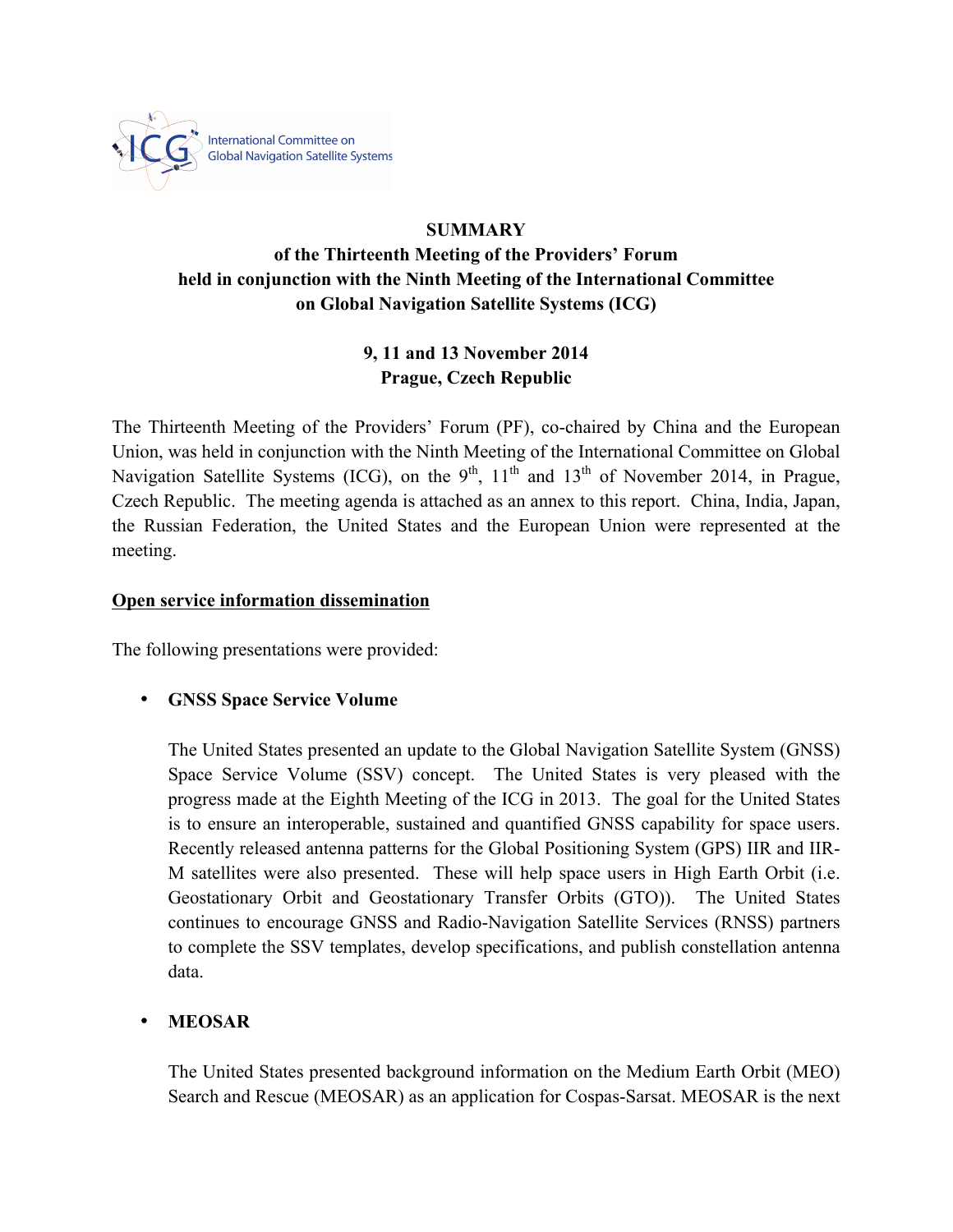**SUMMARY**
**of the Thirteenth Meeting of the Providers' Forum**
**held in conjunction with the Ninth Meeting of the International Committee on Global Navigation Satellite Systems (ICG)**

**9, 11 and 13 November 2014**
**Prague, Czech Republic**

The Thirteenth Meeting of the Providers' Forum (PF), co-chaired by China and the European Union, was held in conjunction with the Ninth Meeting of the International Committee on Global Navigation Satellite Systems (ICG), on the 9th, 11th and 13th of November 2014, in Prague, Czech Republic. The meeting agenda is attached as an annex to this report. China, India, Japan, the Russian Federation, the United States and the European Union were represented at the meeting.

## Open service information dissemination

The following presentations were provided:

- **GNSS Space Service Volume**

  The United States presented an update to the Global Navigation Satellite System (GNSS) Space Service Volume (SSV) concept. The United States is very pleased with the progress made at the Eighth Meeting of the ICG in 2013. The goal for the United States is to ensure an interoperable, sustained and quantified GNSS capability for space users. Recently released antenna patterns for the Global Positioning System (GPS) IIR and IIR-M satellites were also presented. These will help space users in High Earth Orbit (i.e. Geostationary Orbit and Geostationary Transfer Orbits (GTO)). The United States continues to encourage GNSS and Radio-Navigation Satellite Services (RNSS) partners to complete the SSV templates, develop specifications, and publish constellation antenna data.

- **MEOSAR**

  The United States presented background information on the Medium Earth Orbit (MEO) Search and Rescue (MEOSAR) as an application for Cospas-Sarsat. MEOSAR is the next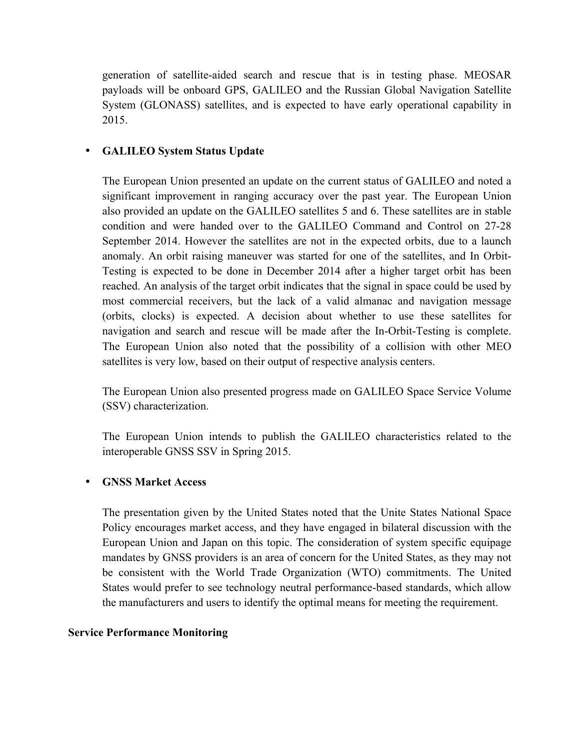generation of satellite-aided search and rescue that is in testing phase. MEOSAR payloads will be onboard GPS, GALILEO and the Russian Global Navigation Satellite System (GLONASS) satellites, and is expected to have early operational capability in 2015.

- **GALILEO System Status Update**

  The European Union presented an update on the current status of GALILEO and noted a significant improvement in ranging accuracy over the past year. The European Union also provided an update on the GALILEO satellites 5 and 6. These satellites are in stable condition and were handed over to the GALILEO Command and Control on 27-28 September 2014. However the satellites are not in the expected orbits, due to a launch anomaly. An orbit raising maneuver was started for one of the satellites, and In Orbit-Testing is expected to be done in December 2014 after a higher target orbit has been reached. An analysis of the target orbit indicates that the signal in space could be used by most commercial receivers, but the lack of a valid almanac and navigation message (orbits, clocks) is expected. A decision about whether to use these satellites for navigation and search and rescue will be made after the In-Orbit-Testing is complete. The European Union also noted that the possibility of a collision with other MEO satellites is very low, based on their output of respective analysis centers.

  The European Union also presented progress made on GALILEO Space Service Volume (SSV) characterization.

  The European Union intends to publish the GALILEO characteristics related to the interoperable GNSS SSV in Spring 2015.

- **GNSS Market Access**

  The presentation given by the United States noted that the Unite States National Space Policy encourages market access, and they have engaged in bilateral discussion with the European Union and Japan on this topic. The consideration of system specific equipage mandates by GNSS providers is an area of concern for the United States, as they may not be consistent with the World Trade Organization (WTO) commitments. The United States would prefer to see technology neutral performance-based standards, which allow the manufacturers and users to identify the optimal means for meeting the requirement.

**Service Performance Monitoring**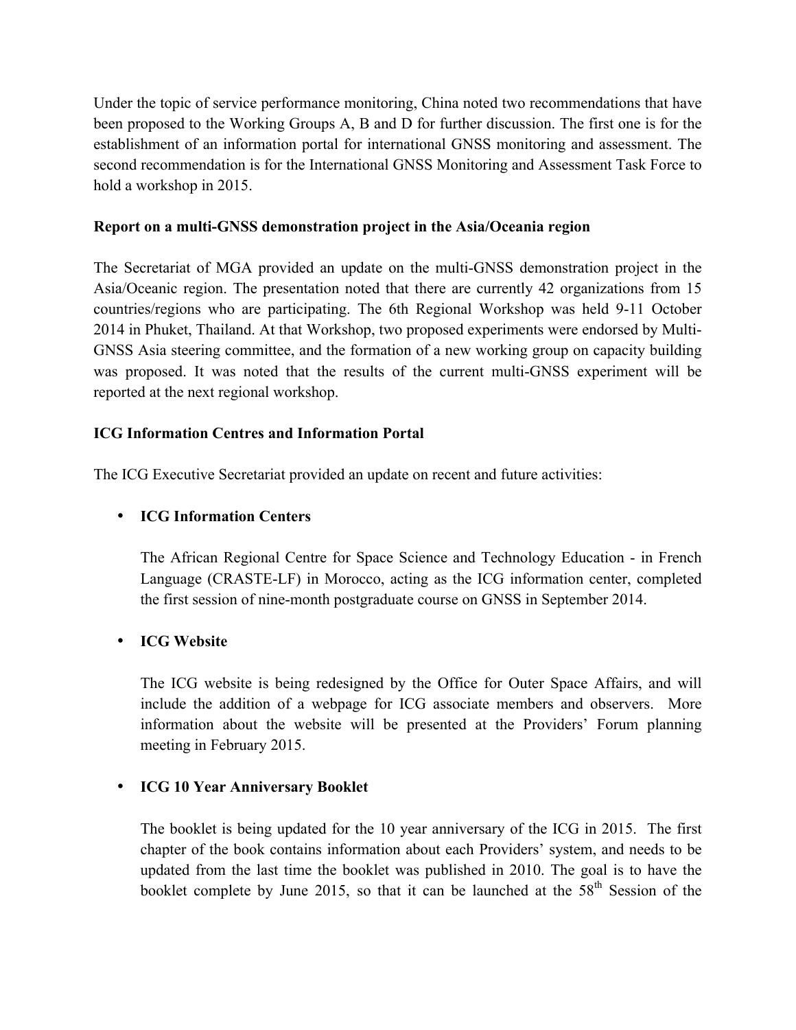Under the topic of service performance monitoring, China noted two recommendations that have been proposed to the Working Groups A, B and D for further discussion. The first one is for the establishment of an information portal for international GNSS monitoring and assessment. The second recommendation is for the International GNSS Monitoring and Assessment Task Force to hold a workshop in 2015.

**Report on a multi-GNSS demonstration project in the Asia/Oceania region**

The Secretariat of MGA provided an update on the multi-GNSS demonstration project in the Asia/Oceanic region. The presentation noted that there are currently 42 organizations from 15 countries/regions who are participating. The 6th Regional Workshop was held 9-11 October 2014 in Phuket, Thailand. At that Workshop, two proposed experiments were endorsed by Multi-GNSS Asia steering committee, and the formation of a new working group on capacity building was proposed. It was noted that the results of the current multi-GNSS experiment will be reported at the next regional workshop.

**ICG Information Centres and Information Portal**

The ICG Executive Secretariat provided an update on recent and future activities:

- **ICG Information Centers**

  The African Regional Centre for Space Science and Technology Education - in French Language (CRASTE-LF) in Morocco, acting as the ICG information center, completed the first session of nine-month postgraduate course on GNSS in September 2014.

- **ICG Website**

  The ICG website is being redesigned by the Office for Outer Space Affairs, and will include the addition of a webpage for ICG associate members and observers. More information about the website will be presented at the Providers' Forum planning meeting in February 2015.

- **ICG 10 Year Anniversary Booklet**

  The booklet is being updated for the 10 year anniversary of the ICG in 2015. The first chapter of the book contains information about each Providers' system, and needs to be updated from the last time the booklet was published in 2010. The goal is to have the booklet complete by June 2015, so that it can be launched at the 58th Session of the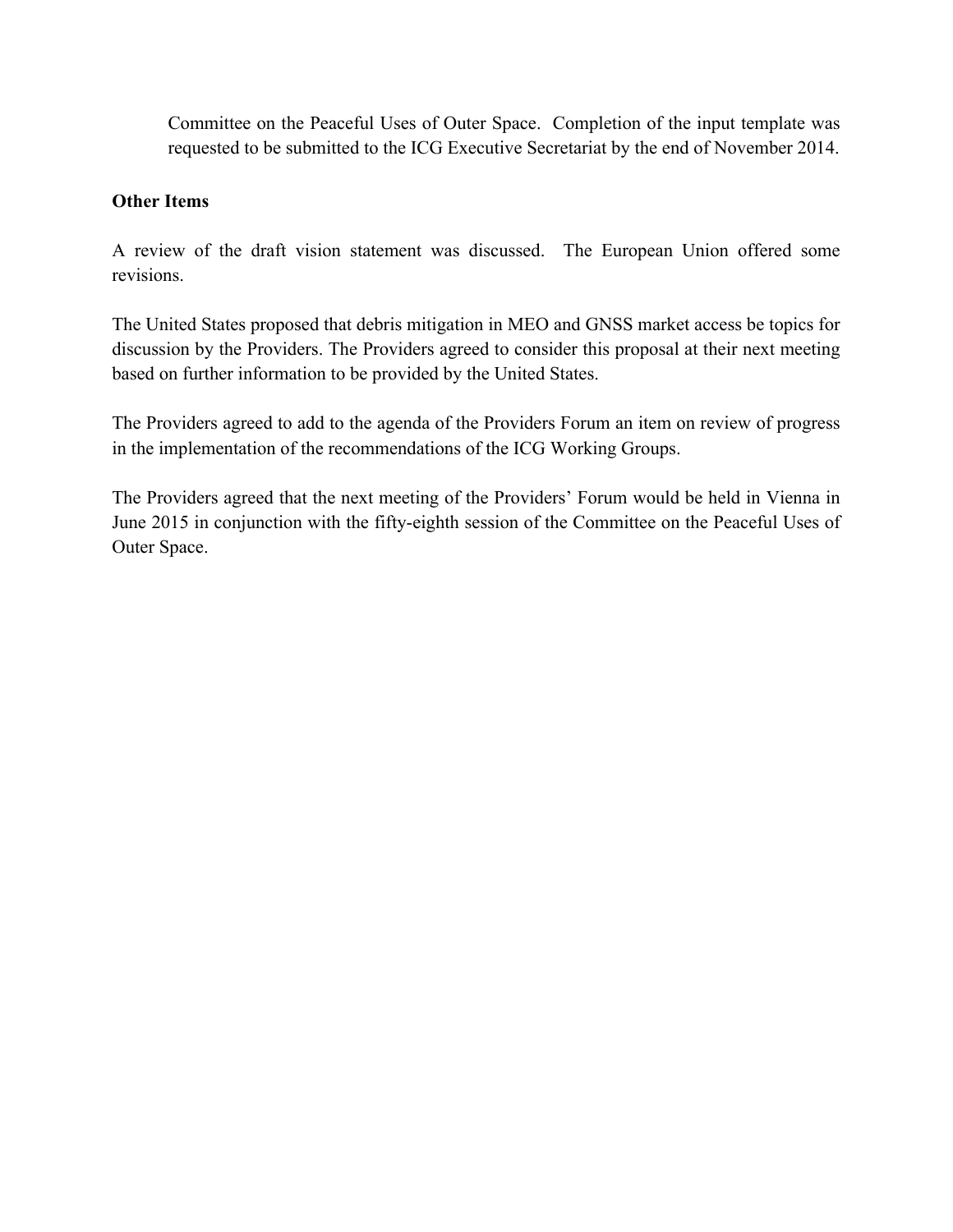Committee on the Peaceful Uses of Outer Space. Completion of the input template was requested to be submitted to the ICG Executive Secretariat by the end of November 2014.

**Other Items**

A review of the draft vision statement was discussed. The European Union offered some revisions.

The United States proposed that debris mitigation in MEO and GNSS market access be topics for discussion by the Providers. The Providers agreed to consider this proposal at their next meeting based on further information to be provided by the United States.

The Providers agreed to add to the agenda of the Providers Forum an item on review of progress in the implementation of the recommendations of the ICG Working Groups.

The Providers agreed that the next meeting of the Providers' Forum would be held in Vienna in June 2015 in conjunction with the fifty-eighth session of the Committee on the Peaceful Uses of Outer Space.